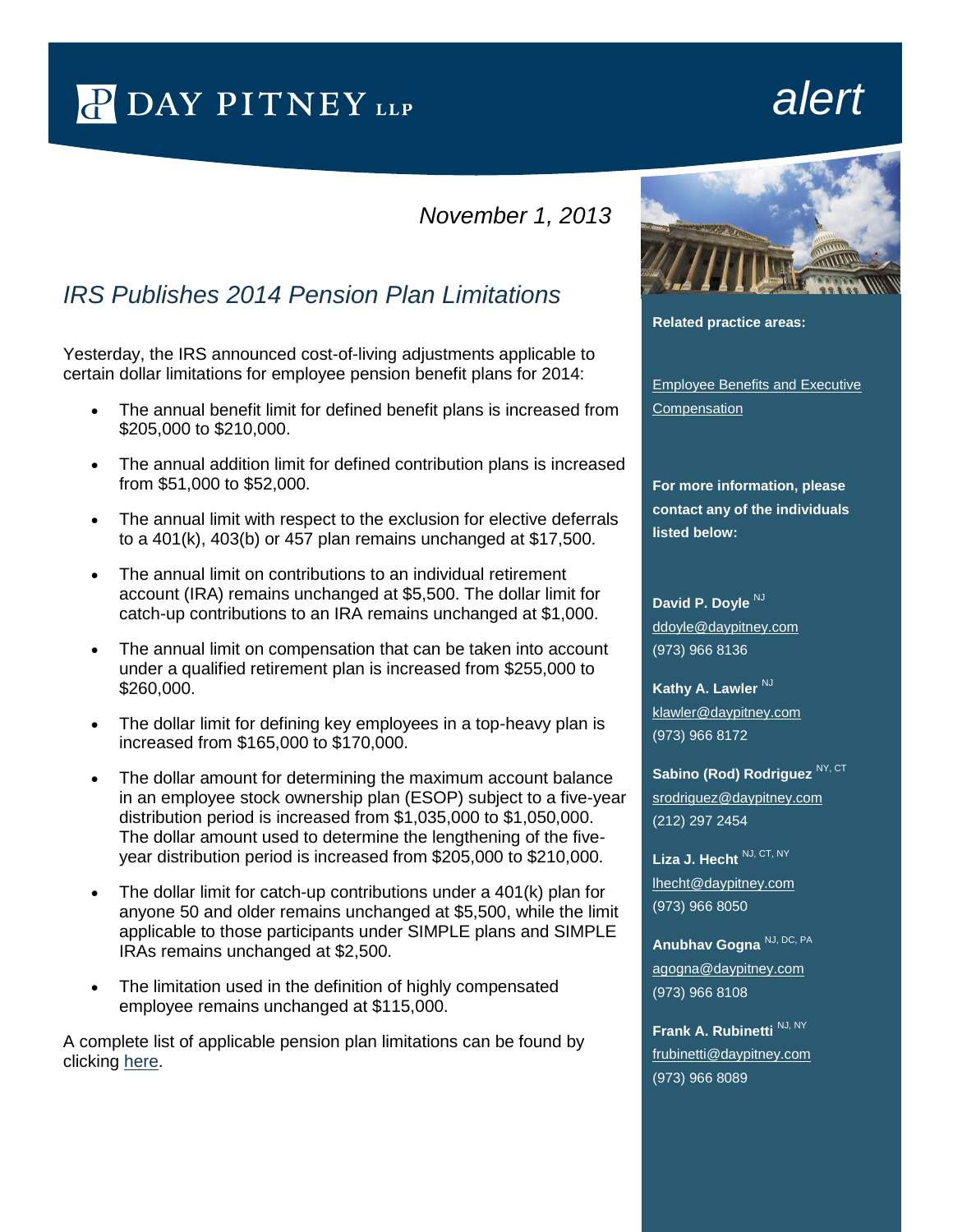# DAY PITNEY LLP

alert

*November 1, 2013*

## *IRS Publishes 2014 Pension Plan Limitations*

Yesterday, the IRS announced cost-of-living adjustments applicable to certain dollar limitations for employee pension benefit plans for 2014:

- The annual benefit limit for defined benefit plans is increased from $205,000 to $210,000.
- The annual addition limit for defined contribution plans is increased from $51,000 to $52,000.
- The annual limit with respect to the exclusion for elective deferrals to a 401(k), 403(b) or 457 plan remains unchanged at $17,500.
- The annual limit on contributions to an individual retirement account (IRA) remains unchanged at $5,500. The dollar limit for catch-up contributions to an IRA remains unchanged at $1,000.
- The annual limit on compensation that can be taken into account under a qualified retirement plan is increased from $255,000 to $260,000.
- The dollar limit for defining key employees in a top-heavy plan is increased from $165,000 to $170,000.
- The dollar amount for determining the maximum account balance in an employee stock ownership plan (ESOP) subject to a five-year distribution period is increased from $1,035,000 to $1,050,000. The dollar amount used to determine the lengthening of the five-year distribution period is increased from $205,000 to $210,000.
- The dollar limit for catch-up contributions under a 401(k) plan for anyone 50 and older remains unchanged at $5,500, while the limit applicable to those participants under SIMPLE plans and SIMPLE IRAs remains unchanged at $2,500.
- The limitation used in the definition of highly compensated employee remains unchanged at $115,000.

A complete list of applicable pension plan limitations can be found by clicking here.

**Related practice areas:**

Employee Benefits and Executive Compensation

**For more information, please contact any of the individuals listed below:**

**David P. Doyle** NJ
ddoyle@daypitney.com
(973) 966 8136

**Kathy A. Lawler** NJ
klawler@daypitney.com
(973) 966 8172

**Sabino (Rod) Rodriguez** NY, CT
srodriguez@daypitney.com
(212) 297 2454

**Liza J. Hecht** NJ, CT, NY
lhecht@daypitney.com
(973) 966 8050

**Anubhav Gogna** NJ, DC, PA
agogna@daypitney.com
(973) 966 8108

**Frank A. Rubinetti** NJ, NY
frubinetti@daypitney.com
(973) 966 8089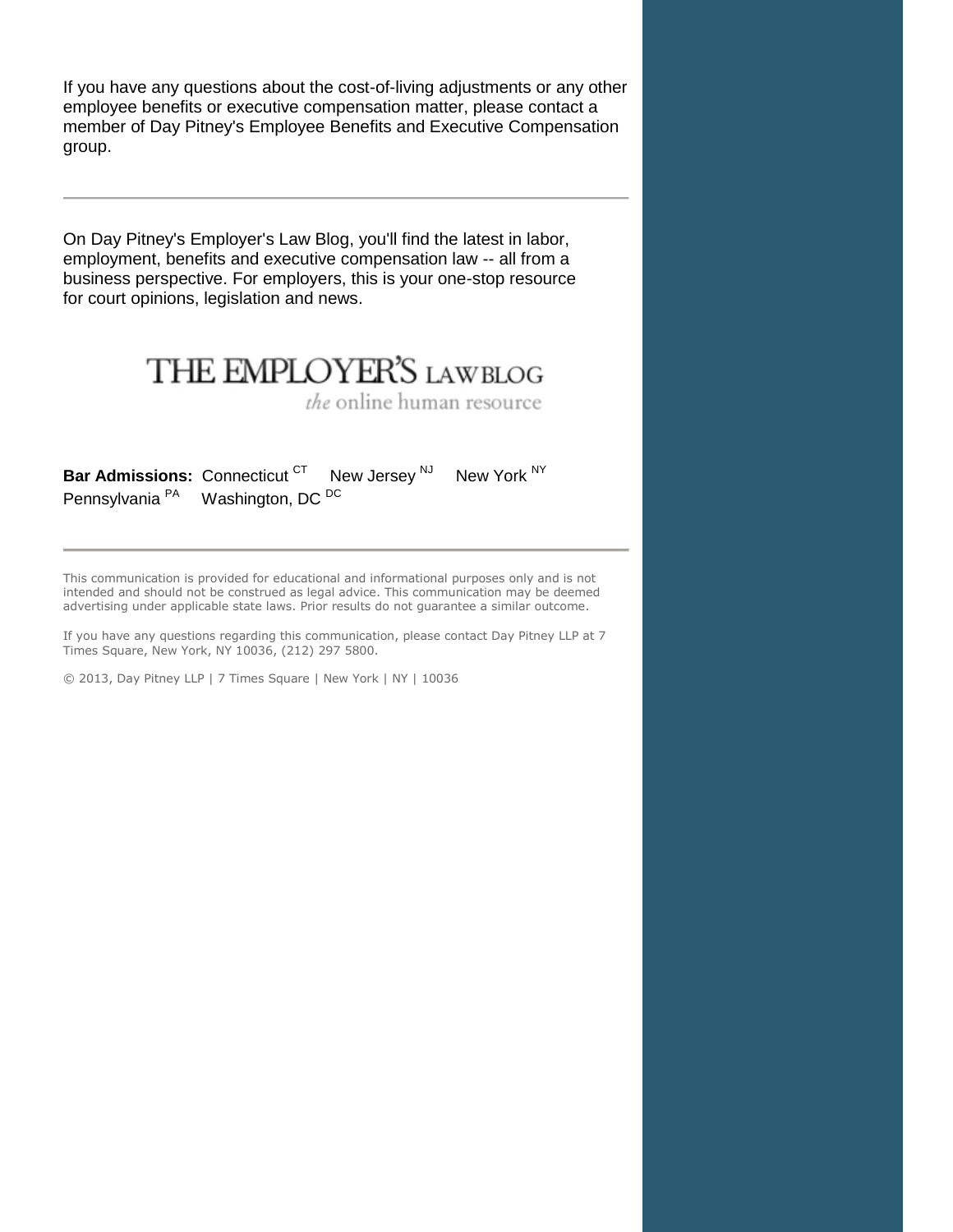If you have any questions about the cost-of-living adjustments or any other employee benefits or executive compensation matter, please contact a member of Day Pitney's Employee Benefits and Executive Compensation group.

---

On Day Pitney's Employer's Law Blog, you'll find the latest in labor, employment, benefits and executive compensation law -- all from a business perspective. For employers, this is your one-stop resource for court opinions, legislation and news.

THE EMPLOYER'S LAWBLOG
*the* online human resource

**Bar Admissions:** Connecticut CT New Jersey NJ New York NY Pennsylvania PA Washington, DC DC

---

This communication is provided for educational and informational purposes only and is not intended and should not be construed as legal advice. This communication may be deemed advertising under applicable state laws. Prior results do not guarantee a similar outcome.

If you have any questions regarding this communication, please contact Day Pitney LLP at 7 Times Square, New York, NY 10036, (212) 297 5800.

© 2013, Day Pitney LLP | 7 Times Square | New York | NY | 10036